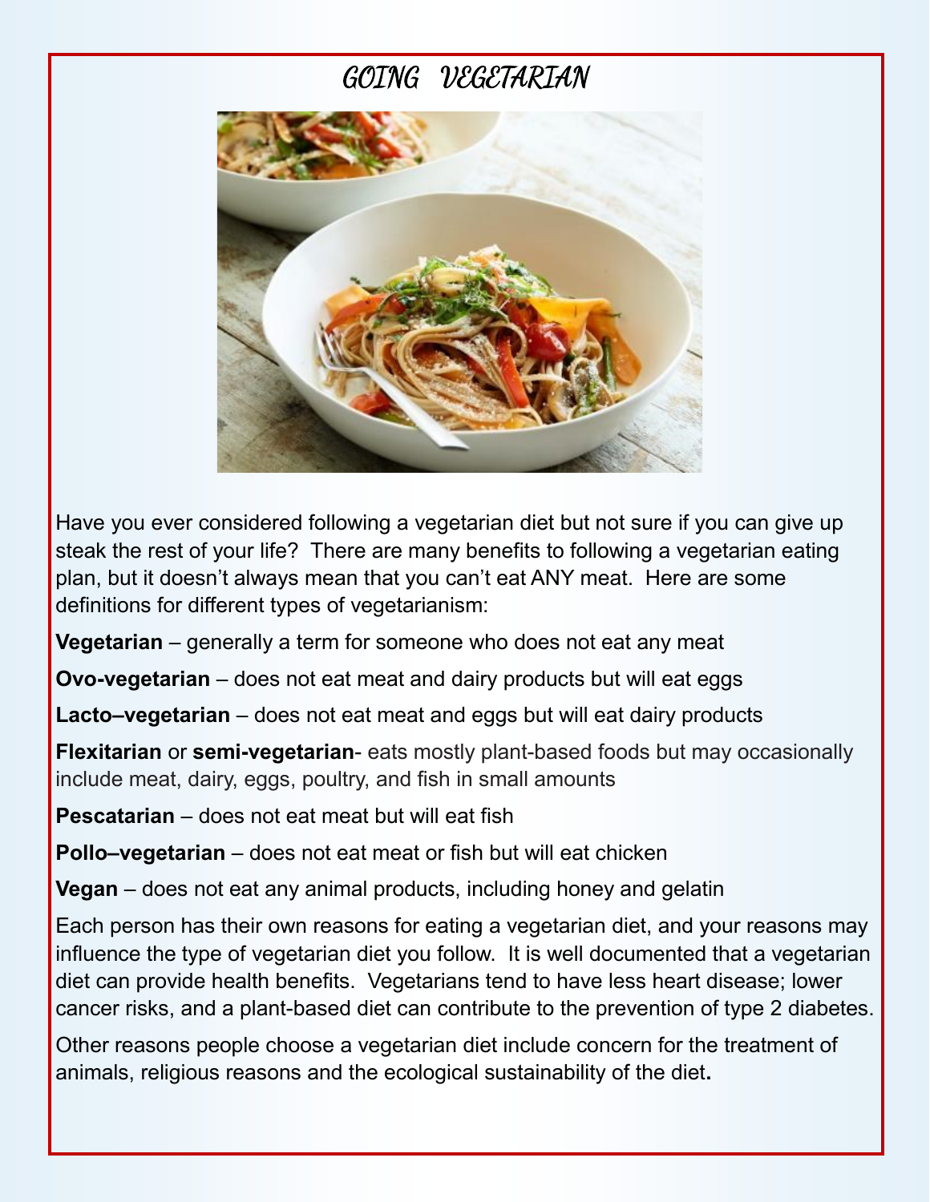# GOING VEGETARIAN

Have you ever considered following a vegetarian diet but not sure if you can give up steak the rest of your life? There are many benefits to following a vegetarian eating plan, but it doesn't always mean that you can't eat ANY meat. Here are some definitions for different types of vegetarianism:

**Vegetarian** – generally a term for someone who does not eat any meat

**Ovo-vegetarian** – does not eat meat and dairy products but will eat eggs

**Lacto–vegetarian** – does not eat meat and eggs but will eat dairy products

**Flexitarian** or **semi-vegetarian**- eats mostly plant-based foods but may occasionally include meat, dairy, eggs, poultry, and fish in small amounts

**Pescatarian** – does not eat meat but will eat fish

**Pollo–vegetarian** – does not eat meat or fish but will eat chicken

**Vegan** – does not eat any animal products, including honey and gelatin

Each person has their own reasons for eating a vegetarian diet, and your reasons may influence the type of vegetarian diet you follow. It is well documented that a vegetarian diet can provide health benefits. Vegetarians tend to have less heart disease; lower cancer risks, and a plant-based diet can contribute to the prevention of type 2 diabetes.

Other reasons people choose a vegetarian diet include concern for the treatment of animals, religious reasons and the ecological sustainability of the diet**.**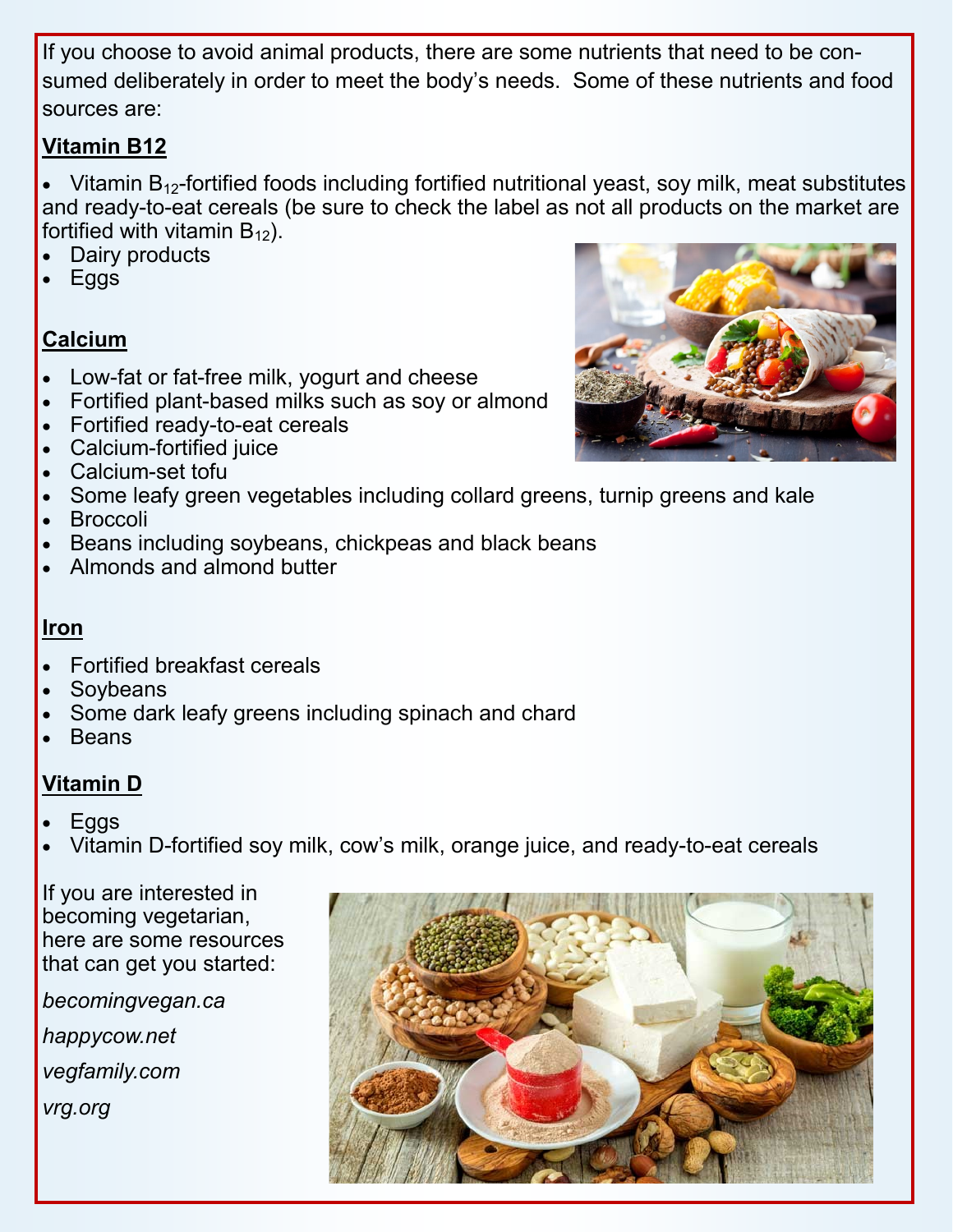If you choose to avoid animal products, there are some nutrients that need to be consumed deliberately in order to meet the body's needs. Some of these nutrients and food sources are:

**Vitamin B12**

- Vitamin $B_{12}$-fortified foods including fortified nutritional yeast, soy milk, meat substitutes and ready-to-eat cereals (be sure to check the label as not all products on the market are fortified with vitamin $B_{12}$).
- Dairy products
- Eggs

**Calcium**

- Low-fat or fat-free milk, yogurt and cheese
- Fortified plant-based milks such as soy or almond
- Fortified ready-to-eat cereals
- Calcium-fortified juice
- Calcium-set tofu
- Some leafy green vegetables including collard greens, turnip greens and kale
- Broccoli
- Beans including soybeans, chickpeas and black beans
- Almonds and almond butter

**Iron**

- Fortified breakfast cereals
- Soybeans
- Some dark leafy greens including spinach and chard
- Beans

**Vitamin D**

- Eggs
- Vitamin D-fortified soy milk, cow's milk, orange juice, and ready-to-eat cereals

If you are interested in becoming vegetarian, here are some resources that can get you started:

*becomingvegan.ca*

*happycow.net*

*vegfamily.com*

*vrg.org*